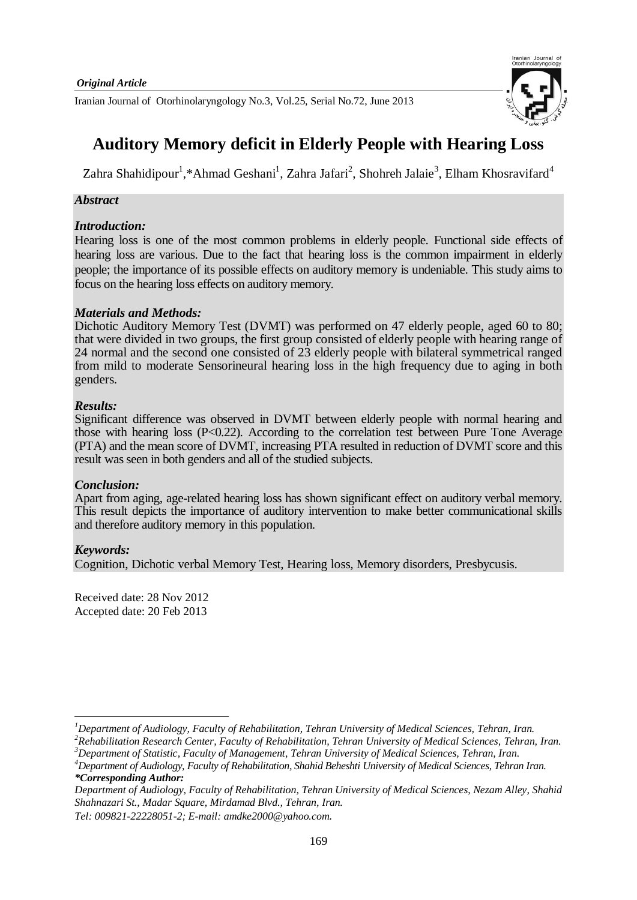*Original Article*

# Auditory Memory deficit in Elderly People with Hearing Loss

Zahra Shahidipour[1], *Ahmad Geshani[1], Zahra Jafari[2], Shohreh Jalaie[3], Elham Khosravifard[4]

## *Abstract*

### *Introduction:*

Hearing loss is one of the most common problems in elderly people. Functional side effects of hearing loss are various. Due to the fact that hearing loss is the common impairment in elderly people; the importance of its possible effects on auditory memory is undeniable. This study aims to focus on the hearing loss effects on auditory memory.

### *Materials and Methods:*

Dichotic Auditory Memory Test (DVMT) was performed on 47 elderly people, aged 60 to 80; that were divided in two groups, the first group consisted of elderly people with hearing range of 24 normal and the second one consisted of 23 elderly people with bilateral symmetrical ranged from mild to moderate Sensorineural hearing loss in the high frequency due to aging in both genders.

### *Results:*

Significant difference was observed in DVMT between elderly people with normal hearing and those with hearing loss (P<0.22). According to the correlation test between Pure Tone Average (PTA) and the mean score of DVMT, increasing PTA resulted in reduction of DVMT score and this result was seen in both genders and all of the studied subjects.

### *Conclusion:*

Apart from aging, age-related hearing loss has shown significant effect on auditory verbal memory. This result depicts the importance of auditory intervention to make better communicational skills and therefore auditory memory in this population.

### *Keywords:*

Cognition, Dichotic verbal Memory Test, Hearing loss, Memory disorders, Presbycusis.

Received date: 28 Nov 2012
Accepted date: 20 Feb 2013

---

[1] *Department of Audiology, Faculty of Rehabilitation, Tehran University of Medical Sciences, Tehran, Iran.*
[2] *Rehabilitation Research Center, Faculty of Rehabilitation, Tehran University of Medical Sciences, Tehran, Iran.*
[3] *Department of Statistic, Faculty of Management, Tehran University of Medical Sciences, Tehran, Iran.*
[4] *Department of Audiology, Faculty of Rehabilitation, Shahid Beheshti University of Medical Sciences, Tehran Iran.*
***Corresponding Author:***
*Department of Audiology, Faculty of Rehabilitation, Tehran University of Medical Sciences, Nezam Alley, Shahid Shahnazari St., Madar Square, Mirdamad Blvd., Tehran, Iran.*
*Tel: 009821-22228051-2; E-mail: amdke2000@yahoo.com.*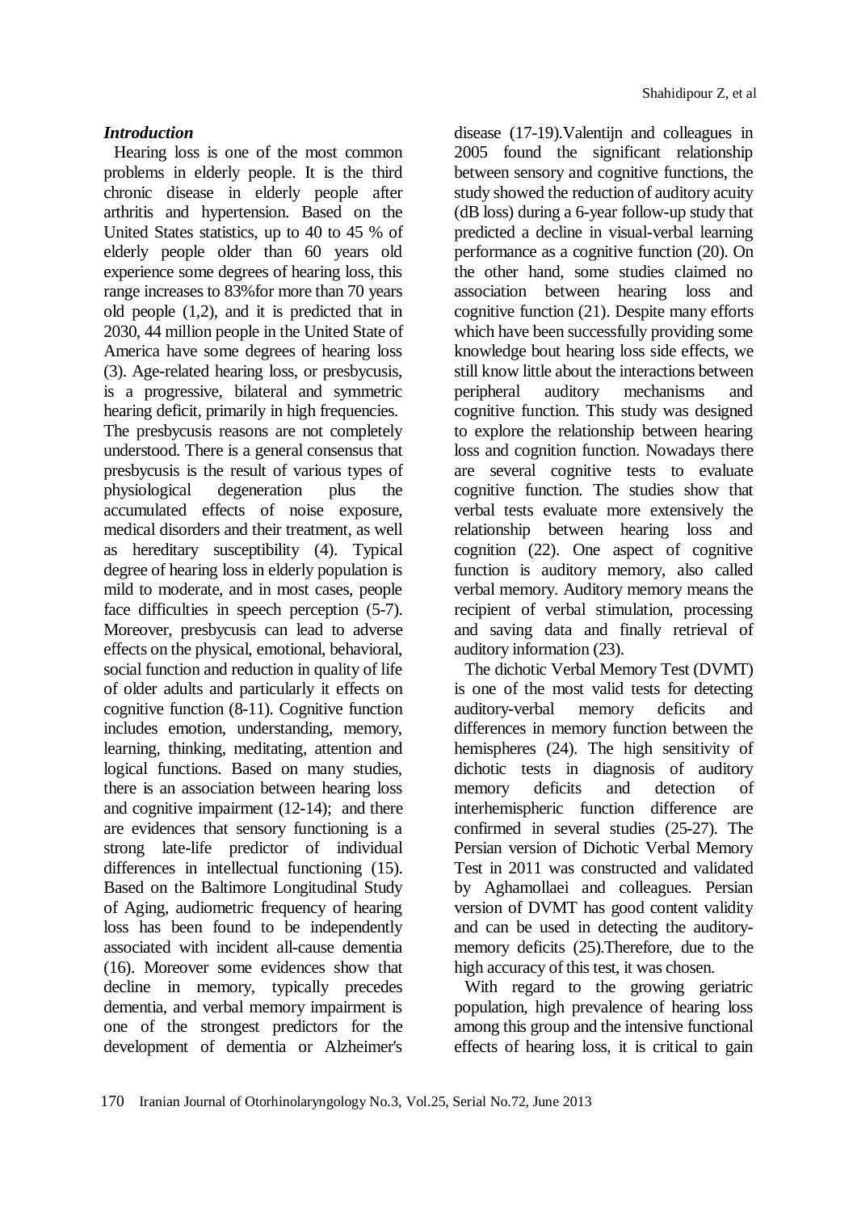### *Introduction*

Hearing loss is one of the most common problems in elderly people. It is the third chronic disease in elderly people after arthritis and hypertension. Based on the United States statistics, up to 40 to 45 % of elderly people older than 60 years old experience some degrees of hearing loss, this range increases to 83%for more than 70 years old people (1,2), and it is predicted that in 2030, 44 million people in the United State of America have some degrees of hearing loss (3). Age-related hearing loss, or presbycusis, is a progressive, bilateral and symmetric hearing deficit, primarily in high frequencies.

The presbycusis reasons are not completely understood. There is a general consensus that presbycusis is the result of various types of physiological degeneration plus the accumulated effects of noise exposure, medical disorders and their treatment, as well as hereditary susceptibility (4). Typical degree of hearing loss in elderly population is mild to moderate, and in most cases, people face difficulties in speech perception (5-7). Moreover, presbycusis can lead to adverse effects on the physical, emotional, behavioral, social function and reduction in quality of life of older adults and particularly it effects on cognitive function (8-11). Cognitive function includes emotion, understanding, memory, learning, thinking, meditating, attention and logical functions. Based on many studies, there is an association between hearing loss and cognitive impairment (12-14); and there are evidences that sensory functioning is a strong late-life predictor of individual differences in intellectual functioning (15). Based on the Baltimore Longitudinal Study of Aging, audiometric frequency of hearing loss has been found to be independently associated with incident all-cause dementia (16). Moreover some evidences show that decline in memory, typically precedes dementia, and verbal memory impairment is one of the strongest predictors for the development of dementia or Alzheimer's disease (17-19).Valentijn and colleagues in 2005 found the significant relationship between sensory and cognitive functions, the study showed the reduction of auditory acuity (dB loss) during a 6-year follow-up study that predicted a decline in visual-verbal learning performance as a cognitive function (20). On the other hand, some studies claimed no association between hearing loss and cognitive function (21). Despite many efforts which have been successfully providing some knowledge bout hearing loss side effects, we still know little about the interactions between peripheral auditory mechanisms and cognitive function. This study was designed to explore the relationship between hearing loss and cognition function. Nowadays there are several cognitive tests to evaluate cognitive function. The studies show that verbal tests evaluate more extensively the relationship between hearing loss and cognition (22). One aspect of cognitive function is auditory memory, also called verbal memory. Auditory memory means the recipient of verbal stimulation, processing and saving data and finally retrieval of auditory information (23).

The dichotic Verbal Memory Test (DVMT) is one of the most valid tests for detecting auditory-verbal memory deficits and differences in memory function between the hemispheres (24). The high sensitivity of dichotic tests in diagnosis of auditory memory deficits and detection of interhemispheric function difference are confirmed in several studies (25-27). The Persian version of Dichotic Verbal Memory Test in 2011 was constructed and validated by Aghamollaei and colleagues. Persian version of DVMT has good content validity and can be used in detecting the auditory-memory deficits (25).Therefore, due to the high accuracy of this test, it was chosen.

With regard to the growing geriatric population, high prevalence of hearing loss among this group and the intensive functional effects of hearing loss, it is critical to gain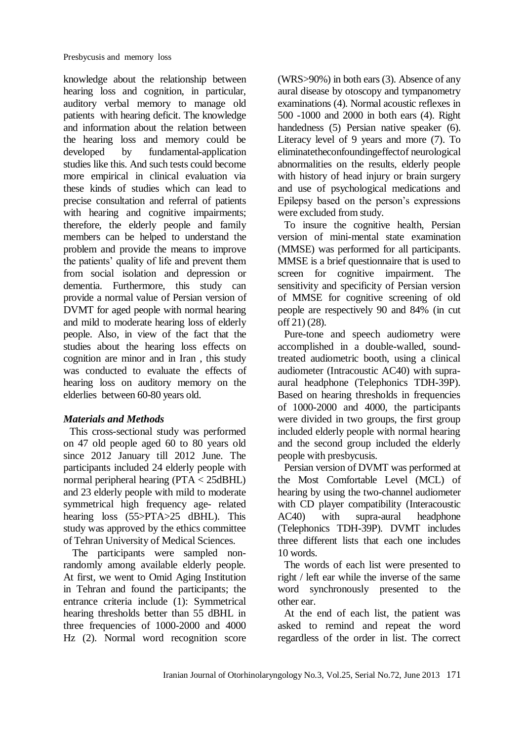knowledge about the relationship between hearing loss and cognition, in particular, auditory verbal memory to manage old patients with hearing deficit. The knowledge and information about the relation between the hearing loss and memory could be developed by fundamental-application studies like this. And such tests could become more empirical in clinical evaluation via these kinds of studies which can lead to precise consultation and referral of patients with hearing and cognitive impairments; therefore, the elderly people and family members can be helped to understand the problem and provide the means to improve the patients' quality of life and prevent them from social isolation and depression or dementia. Furthermore, this study can provide a normal value of Persian version of DVMT for aged people with normal hearing and mild to moderate hearing loss of elderly people. Also, in view of the fact that the studies about the hearing loss effects on cognition are minor and in Iran , this study was conducted to evaluate the effects of hearing loss on auditory memory on the elderlies between 60-80 years old.

### *Materials and Methods*

This cross-sectional study was performed on 47 old people aged 60 to 80 years old since 2012 January till 2012 June. The participants included 24 elderly people with normal peripheral hearing (PTA < 25dBHL) and 23 elderly people with mild to moderate symmetrical high frequency age- related hearing loss (55>PTA>25 dBHL). This study was approved by the ethics committee of Tehran University of Medical Sciences.

The participants were sampled non-randomly among available elderly people. At first, we went to Omid Aging Institution in Tehran and found the participants; the entrance criteria include (1): Symmetrical hearing thresholds better than 55 dBHL in three frequencies of 1000-2000 and 4000 Hz (2). Normal word recognition score (WRS>90%) in both ears (3). Absence of any aural disease by otoscopy and tympanometry examinations (4). Normal acoustic reflexes in 500 -1000 and 2000 in both ears (4). Right handedness (5) Persian native speaker (6). Literacy level of 9 years and more (7). To eliminatetheconfoundingeffectof neurological abnormalities on the results, elderly people with history of head injury or brain surgery and use of psychological medications and Epilepsy based on the person's expressions were excluded from study.

To insure the cognitive health, Persian version of mini-mental state examination (MMSE) was performed for all participants. MMSE is a brief questionnaire that is used to screen for cognitive impairment. The sensitivity and specificity of Persian version of MMSE for cognitive screening of old people are respectively 90 and 84% (in cut off 21) (28).

Pure-tone and speech audiometry were accomplished in a double-walled, sound-treated audiometric booth, using a clinical audiometer (Intracoustic AC40) with supra-aural headphone (Telephonics TDH-39P). Based on hearing thresholds in frequencies of 1000-2000 and 4000, the participants were divided in two groups, the first group included elderly people with normal hearing and the second group included the elderly people with presbycusis.

Persian version of DVMT was performed at the Most Comfortable Level (MCL) of hearing by using the two-channel audiometer with CD player compatibility (Interacoustic AC40) with supra-aural headphone (Telephonics TDH-39P). DVMT includes three different lists that each one includes 10 words.

The words of each list were presented to right / left ear while the inverse of the same word synchronously presented to the other ear.

At the end of each list, the patient was asked to remind and repeat the word regardless of the order in list. The correct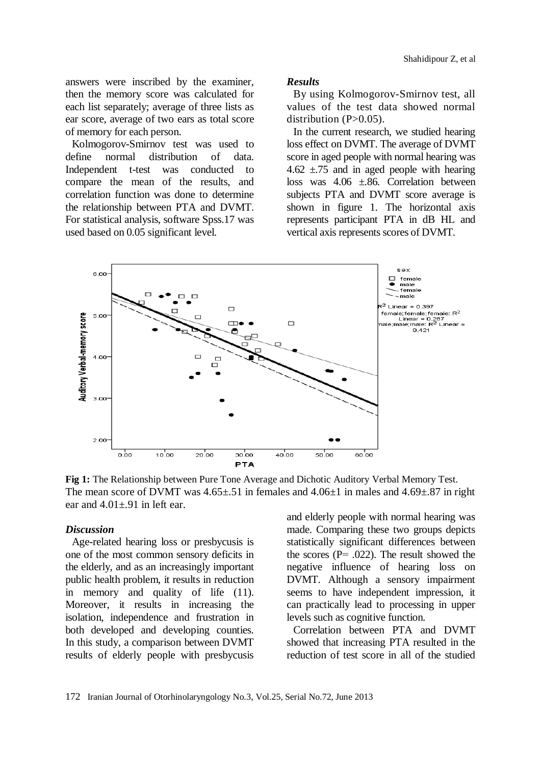answers were inscribed by the examiner, then the memory score was calculated for each list separately; average of three lists as ear score, average of two ears as total score of memory for each person.

Kolmogorov-Smirnov test was used to define normal distribution of data. Independent t-test was conducted to compare the mean of the results, and correlation function was done to determine the relationship between PTA and DVMT. For statistical analysis, software Spss.17 was used based on 0.05 significant level.

### *Results*

By using Kolmogorov-Smirnov test, all values of the test data showed normal distribution (P>0.05).

In the current research, we studied hearing loss effect on DVMT. The average of DVMT score in aged people with normal hearing was 4.62 ±.75 and in aged people with hearing loss was 4.06 ±.86. Correlation between subjects PTA and DVMT score average is shown in figure 1. The horizontal axis represents participant PTA in dB HL and vertical axis represents scores of DVMT.

sex
female
male
female
male
$R^2$ Linear = 0.397
female;female;female: $R^2$ Linear = 0.287
male;male;male: $R^2$ Linear = 0.421

Auditory Verbal-memory score
6.00
5.00
4.00
3.00
2.00
0.00
10.00
20.00
30.00
40.00
50.00
60.00
PTA

**Fig 1:** The Relationship between Pure Tone Average and Dichotic Auditory Verbal Memory Test.

The mean score of DVMT was 4.65±.51 in females and 4.06±1 in males and 4.69±.87 in right ear and 4.01±.91 in left ear.

### *Discussion*

Age-related hearing loss or presbycusis is one of the most common sensory deficits in the elderly, and as an increasingly important public health problem, it results in reduction in memory and quality of life (11). Moreover, it results in increasing the isolation, independence and frustration in both developed and developing counties. In this study, a comparison between DVMT results of elderly people with presbycusis and elderly people with normal hearing was made. Comparing these two groups depicts statistically significant differences between the scores (P= .022). The result showed the negative influence of hearing loss on DVMT. Although a sensory impairment seems to have independent impression, it can practically lead to processing in upper levels such as cognitive function.

Correlation between PTA and DVMT showed that increasing PTA resulted in the reduction of test score in all of the studied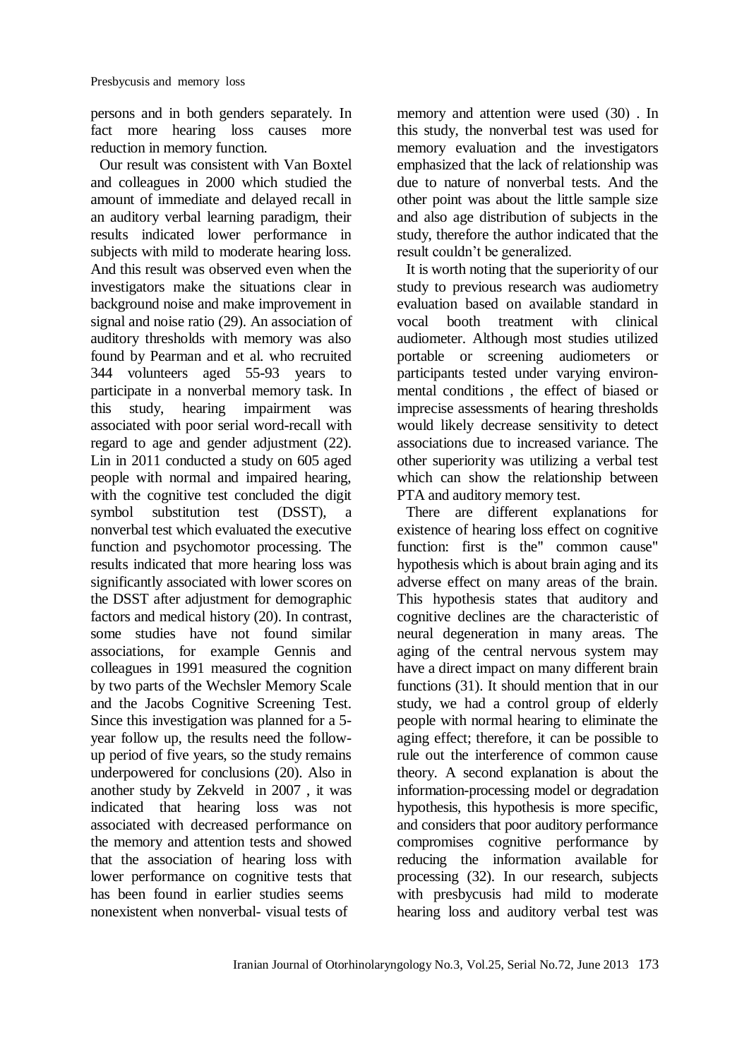persons and in both genders separately. In fact more hearing loss causes more reduction in memory function.

Our result was consistent with Van Boxtel and colleagues in 2000 which studied the amount of immediate and delayed recall in an auditory verbal learning paradigm, their results indicated lower performance in subjects with mild to moderate hearing loss. And this result was observed even when the investigators make the situations clear in background noise and make improvement in signal and noise ratio (29). An association of auditory thresholds with memory was also found by Pearman and et al. who recruited 344 volunteers aged 55-93 years to participate in a nonverbal memory task. In this study, hearing impairment was associated with poor serial word-recall with regard to age and gender adjustment (22). Lin in 2011 conducted a study on 605 aged people with normal and impaired hearing, with the cognitive test concluded the digit symbol substitution test (DSST), a nonverbal test which evaluated the executive function and psychomotor processing. The results indicated that more hearing loss was significantly associated with lower scores on the DSST after adjustment for demographic factors and medical history (20). In contrast, some studies have not found similar associations, for example Gennis and colleagues in 1991 measured the cognition by two parts of the Wechsler Memory Scale and the Jacobs Cognitive Screening Test. Since this investigation was planned for a 5-year follow up, the results need the follow-up period of five years, so the study remains underpowered for conclusions (20). Also in another study by Zekveld in 2007 , it was indicated that hearing loss was not associated with decreased performance on the memory and attention tests and showed that the association of hearing loss with lower performance on cognitive tests that has been found in earlier studies seems nonexistent when nonverbal- visual tests of memory and attention were used (30) . In this study, the nonverbal test was used for memory evaluation and the investigators emphasized that the lack of relationship was due to nature of nonverbal tests. And the other point was about the little sample size and also age distribution of subjects in the study, therefore the author indicated that the result couldn't be generalized.

It is worth noting that the superiority of our study to previous research was audiometry evaluation based on available standard in vocal booth treatment with clinical audiometer. Although most studies utilized portable or screening audiometers or participants tested under varying environmental conditions , the effect of biased or imprecise assessments of hearing thresholds would likely decrease sensitivity to detect associations due to increased variance. The other superiority was utilizing a verbal test which can show the relationship between PTA and auditory memory test.

There are different explanations for existence of hearing loss effect on cognitive function: first is the" common cause" hypothesis which is about brain aging and its adverse effect on many areas of the brain. This hypothesis states that auditory and cognitive declines are the characteristic of neural degeneration in many areas. The aging of the central nervous system may have a direct impact on many different brain functions (31). It should mention that in our study, we had a control group of elderly people with normal hearing to eliminate the aging effect; therefore, it can be possible to rule out the interference of common cause theory. A second explanation is about the information-processing model or degradation hypothesis, this hypothesis is more specific, and considers that poor auditory performance compromises cognitive performance by reducing the information available for processing (32). In our research, subjects with presbycusis had mild to moderate hearing loss and auditory verbal test was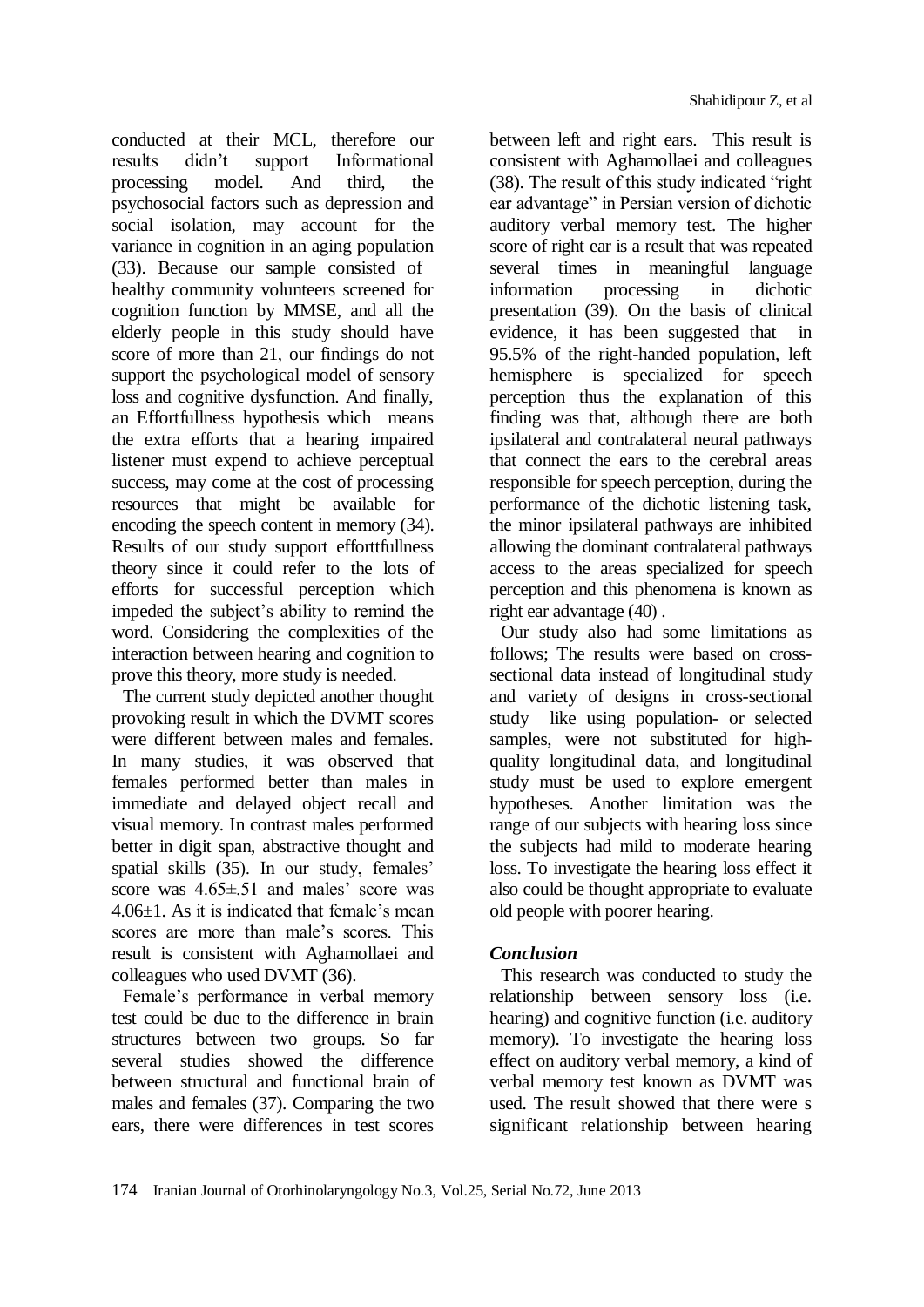conducted at their MCL, therefore our results didn't support Informational processing model. And third, the psychosocial factors such as depression and social isolation, may account for the variance in cognition in an aging population (33). Because our sample consisted of healthy community volunteers screened for cognition function by MMSE, and all the elderly people in this study should have score of more than 21, our findings do not support the psychological model of sensory loss and cognitive dysfunction. And finally, an Effortfullness hypothesis which means the extra efforts that a hearing impaired listener must expend to achieve perceptual success, may come at the cost of processing resources that might be available for encoding the speech content in memory (34). Results of our study support efforttfullness theory since it could refer to the lots of efforts for successful perception which impeded the subject's ability to remind the word. Considering the complexities of the interaction between hearing and cognition to prove this theory, more study is needed.

The current study depicted another thought provoking result in which the DVMT scores were different between males and females. In many studies, it was observed that females performed better than males in immediate and delayed object recall and visual memory. In contrast males performed better in digit span, abstractive thought and spatial skills (35). In our study, females' score was 4.65±.51 and males' score was 4.06±1. As it is indicated that female's mean scores are more than male's scores. This result is consistent with Aghamollaei and colleagues who used DVMT (36).

Female's performance in verbal memory test could be due to the difference in brain structures between two groups. So far several studies showed the difference between structural and functional brain of males and females (37). Comparing the two ears, there were differences in test scores between left and right ears. This result is consistent with Aghamollaei and colleagues (38). The result of this study indicated "right ear advantage" in Persian version of dichotic auditory verbal memory test. The higher score of right ear is a result that was repeated several times in meaningful language information processing in dichotic presentation (39). On the basis of clinical evidence, it has been suggested that in 95.5% of the right-handed population, left hemisphere is specialized for speech perception thus the explanation of this finding was that, although there are both ipsilateral and contralateral neural pathways that connect the ears to the cerebral areas responsible for speech perception, during the performance of the dichotic listening task, the minor ipsilateral pathways are inhibited allowing the dominant contralateral pathways access to the areas specialized for speech perception and this phenomena is known as right ear advantage (40) .

Our study also had some limitations as follows; The results were based on cross-sectional data instead of longitudinal study and variety of designs in cross-sectional study like using population- or selected samples, were not substituted for high-quality longitudinal data, and longitudinal study must be used to explore emergent hypotheses. Another limitation was the range of our subjects with hearing loss since the subjects had mild to moderate hearing loss. To investigate the hearing loss effect it also could be thought appropriate to evaluate old people with poorer hearing.

### *Conclusion*

This research was conducted to study the relationship between sensory loss (i.e. hearing) and cognitive function (i.e. auditory memory). To investigate the hearing loss effect on auditory verbal memory, a kind of verbal memory test known as DVMT was used. The result showed that there were s significant relationship between hearing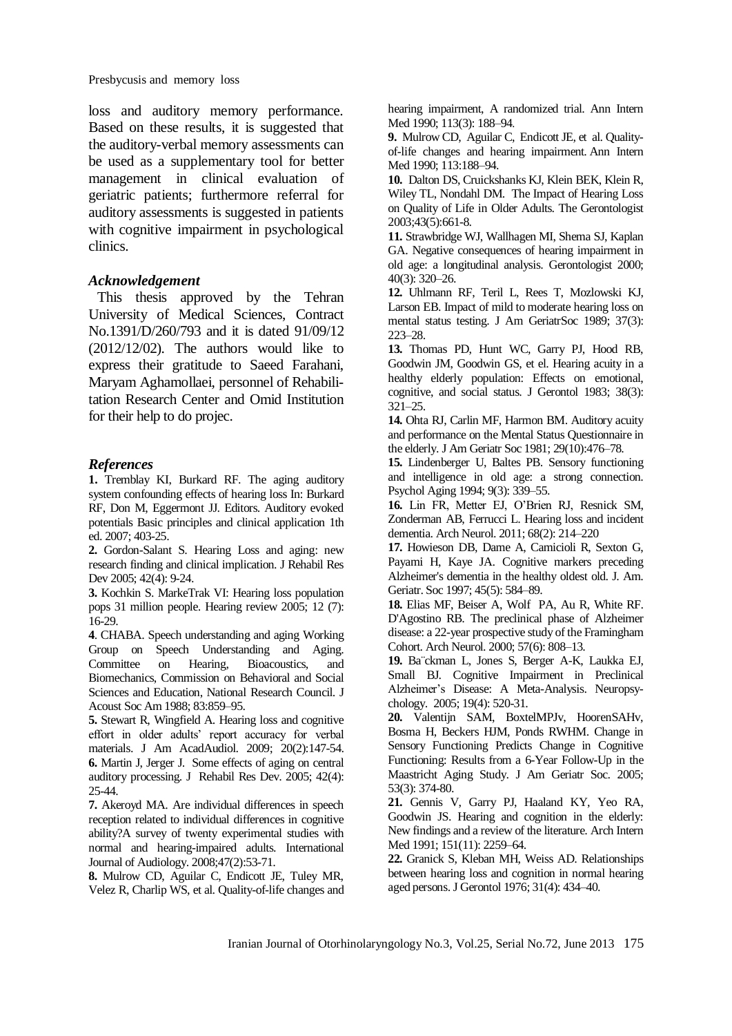loss and auditory memory performance. Based on these results, it is suggested that the auditory-verbal memory assessments can be used as a supplementary tool for better management in clinical evaluation of geriatric patients; furthermore referral for auditory assessments is suggested in patients with cognitive impairment in psychological clinics.

### *Acknowledgement*

This thesis approved by the Tehran University of Medical Sciences, Contract No.1391/D/260/793 and it is dated 91/09/12 (2012/12/02). The authors would like to express their gratitude to Saeed Farahani, Maryam Aghamollaei, personnel of Rehabilitation Research Center and Omid Institution for their help to do projec.

### *References*

**1.** Tremblay KI, Burkard RF. The aging auditory system confounding effects of hearing loss In: Burkard RF, Don M, Eggermont JJ. Editors. Auditory evoked potentials Basic principles and clinical application 1th ed. 2007; 403-25.

**2.** Gordon-Salant S. Hearing Loss and aging: new research finding and clinical implication. J Rehabil Res Dev 2005; 42(4): 9-24.

**3.** Kochkin S. MarkeTrak VI: Hearing loss population pops 31 million people. Hearing review 2005; 12 (7): 16-29.

**4**. CHABA. Speech understanding and aging Working Group on Speech Understanding and Aging. Committee on Hearing, Bioacoustics, and Biomechanics, Commission on Behavioral and Social Sciences and Education, National Research Council. J Acoust Soc Am 1988; 83:859–95.

**5.** Stewart R, Wingfield A. Hearing loss and cognitive effort in older adults' report accuracy for verbal materials. J Am AcadAudiol. 2009; 20(2):147-54.

**6.** Martin J, Jerger J. Some effects of aging on central auditory processing. J Rehabil Res Dev. 2005; 42(4): 25-44.

**7.** Akeroyd MA. Are individual differences in speech reception related to individual differences in cognitive ability?A survey of twenty experimental studies with normal and hearing-impaired adults. International Journal of Audiology. 2008;47(2):53-71.

**8.** Mulrow CD, Aguilar C, Endicott JE, Tuley MR, Velez R, Charlip WS, et al. Quality-of-life changes and hearing impairment, A randomized trial. Ann Intern Med 1990; 113(3): 188–94.

**9.** Mulrow CD, Aguilar C, Endicott JE, et al. Quality-of-life changes and hearing impairment. Ann Intern Med 1990; 113:188–94.

**10.** Dalton DS, Cruickshanks KJ, Klein BEK, Klein R, Wiley TL, Nondahl DM. The Impact of Hearing Loss on Quality of Life in Older Adults. The Gerontologist 2003;43(5):661-8.

**11.** Strawbridge WJ, Wallhagen MI, Shema SJ, Kaplan GA. Negative consequences of hearing impairment in old age: a longitudinal analysis. Gerontologist 2000; 40(3): 320–26.

**12.** Uhlmann RF, Teril L, Rees T, Mozlowski KJ, Larson EB. Impact of mild to moderate hearing loss on mental status testing. J Am GeriatrSoc 1989; 37(3): 223–28.

**13.** Thomas PD, Hunt WC, Garry PJ, Hood RB, Goodwin JM, Goodwin GS, et el. Hearing acuity in a healthy elderly population: Effects on emotional, cognitive, and social status. J Gerontol 1983; 38(3): 321–25.

**14.** Ohta RJ, Carlin MF, Harmon BM. Auditory acuity and performance on the Mental Status Questionnaire in the elderly. J Am Geriatr Soc 1981; 29(10):476–78.

**15.** Lindenberger U, Baltes PB. Sensory functioning and intelligence in old age: a strong connection. Psychol Aging 1994; 9(3): 339–55.

**16.** Lin FR, Metter EJ, O'Brien RJ, Resnick SM, Zonderman AB, Ferrucci L. Hearing loss and incident dementia. Arch Neurol. 2011; 68(2): 214–220

**17.** Howieson DB, Dame A, Camicioli R, Sexton G, Payami H, Kaye JA. Cognitive markers preceding Alzheimer's dementia in the healthy oldest old. J. Am. Geriatr. Soc 1997; 45(5): 584–89.

**18.** Elias MF, Beiser A, Wolf PA, Au R, White RF. D'Agostino RB. The preclinical phase of Alzheimer disease: a 22-year prospective study of the Framingham Cohort. Arch Neurol. 2000; 57(6): 808–13.

**19.** Ba¨ckman L, Jones S, Berger A-K, Laukka EJ, Small BJ. Cognitive Impairment in Preclinical Alzheimer's Disease: A Meta-Analysis. Neuropsychology. 2005; 19(4): 520-31.

**20.** Valentijn SAM, BoxtelMPJv, HoorenSAHv, Bosma H, Beckers HJM, Ponds RWHM. Change in Sensory Functioning Predicts Change in Cognitive Functioning: Results from a 6-Year Follow-Up in the Maastricht Aging Study. J Am Geriatr Soc. 2005; 53(3): 374-80.

**21.** Gennis V, Garry PJ, Haaland KY, Yeo RA, Goodwin JS. Hearing and cognition in the elderly: New findings and a review of the literature. Arch Intern Med 1991; 151(11): 2259–64.

**22.** Granick S, Kleban MH, Weiss AD. Relationships between hearing loss and cognition in normal hearing aged persons. J Gerontol 1976; 31(4): 434–40.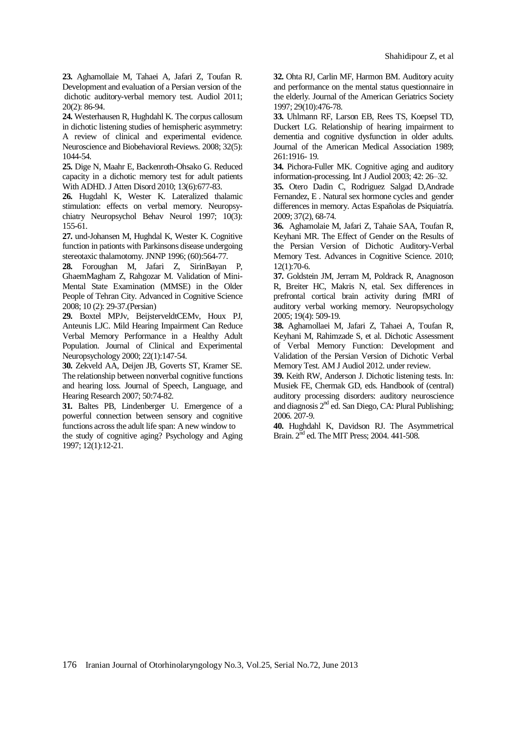**23.** Aghamollaie M, Tahaei A, Jafari Z, Toufan R. Development and evaluation of a Persian version of the dichotic auditory-verbal memory test. Audiol 2011; 20(2): 86-94.

**24.** Westerhausen R, Hughdahl K. The corpus callosum in dichotic listening studies of hemispheric asymmetry: A review of clinical and experimental evidence. Neuroscience and Biobehavioral Reviews. 2008; 32(5): 1044-54.

**25.** Dige N, Maahr E, Backenroth-Ohsako G. Reduced capacity in a dichotic memory test for adult patients With ADHD. J Atten Disord 2010; 13(6):677-83.

**26.** Hugdahl K, Wester K. Lateralized thalamic stimulation: effects on verbal memory. Neuropsychiatry Neuropsychol Behav Neurol 1997; 10(3): 155-61.

**27.** und-Johansen M, Hughdal K, Wester K. Cognitive function in pationts with Parkinsons disease undergoing stereotaxic thalamotomy. JNNP 1996; (60):564-77.

**28.** Foroughan M, Jafari Z, SirinBayan P, GhaemMagham Z, Rahgozar M. Validation of Mini-Mental State Examination (MMSE) in the Older People of Tehran City. Advanced in Cognitive Science 2008; 10 (2): 29-37.(Persian)

**29.** Boxtel MPJv, BeijsterveldtCEMv, Houx PJ, Anteunis LJC. Mild Hearing Impairment Can Reduce Verbal Memory Performance in a Healthy Adult Population. Journal of Clinical and Experimental Neuropsychology 2000; 22(1):147-54.

**30.** Zekveld AA, Deijen JB, Goverts ST, Kramer SE. The relationship between nonverbal cognitive functions and hearing loss. Journal of Speech, Language, and Hearing Research 2007; 50:74-82.

**31.** Baltes PB, Lindenberger U. Emergence of a powerful connection between sensory and cognitive functions across the adult life span: A new window to the study of cognitive aging? Psychology and Aging 1997; 12(1):12-21.

**32.** Ohta RJ, Carlin MF, Harmon BM. Auditory acuity and performance on the mental status questionnaire in the elderly. Journal of the American Geriatrics Society 1997; 29(10):476-78.

**33.** Uhlmann RF, Larson EB, Rees TS, Koepsel TD, Duckert LG. Relationship of hearing impairment to dementia and cognitive dysfunction in older adults. Journal of the American Medical Association 1989; 261:1916- 19.

**34.** Pichora-Fuller MK. Cognitive aging and auditory information-processing. Int J Audiol 2003; 42: 26–32.

**35.** Otero Dadin C, Rodriguez Salgad D,Andrade Fernandez, E . Natural sex hormone cycles and gender differences in memory. Actas Españolas de Psiquiatría. 2009; 37(2), 68-74.

**36.** Aghamolaie M, Jafari Z, Tahaie SAA, Toufan R, Keyhani MR. The Effect of Gender on the Results of the Persian Version of Dichotic Auditory-Verbal Memory Test. Advances in Cognitive Science. 2010; 12(1):70-6.

**37.** Goldstein JM, Jerram M, Poldrack R, Anagnoson R, Breiter HC, Makris N, etal. Sex differences in prefrontal cortical brain activity during fMRI of auditory verbal working memory. Neuropsychology 2005; 19(4): 509-19.

**38.** Aghamollaei M, Jafari Z, Tahaei A, Toufan R, Keyhani M, Rahimzade S, et al. Dichotic Assessment of Verbal Memory Function: Development and Validation of the Persian Version of Dichotic Verbal Memory Test. AM J Audiol 2012. under review.

**39.** Keith RW, Anderson J. Dichotic listening tests. In: Musiek FE, Chermak GD, eds. Handbook of (central) auditory processing disorders: auditory neuroscience and diagnosis 2nd ed. San Diego, CA: Plural Publishing; 2006. 207-9.

**40.** Hughdahl K, Davidson RJ. The Asymmetrical Brain. 2nd ed. The MIT Press; 2004. 441-508.